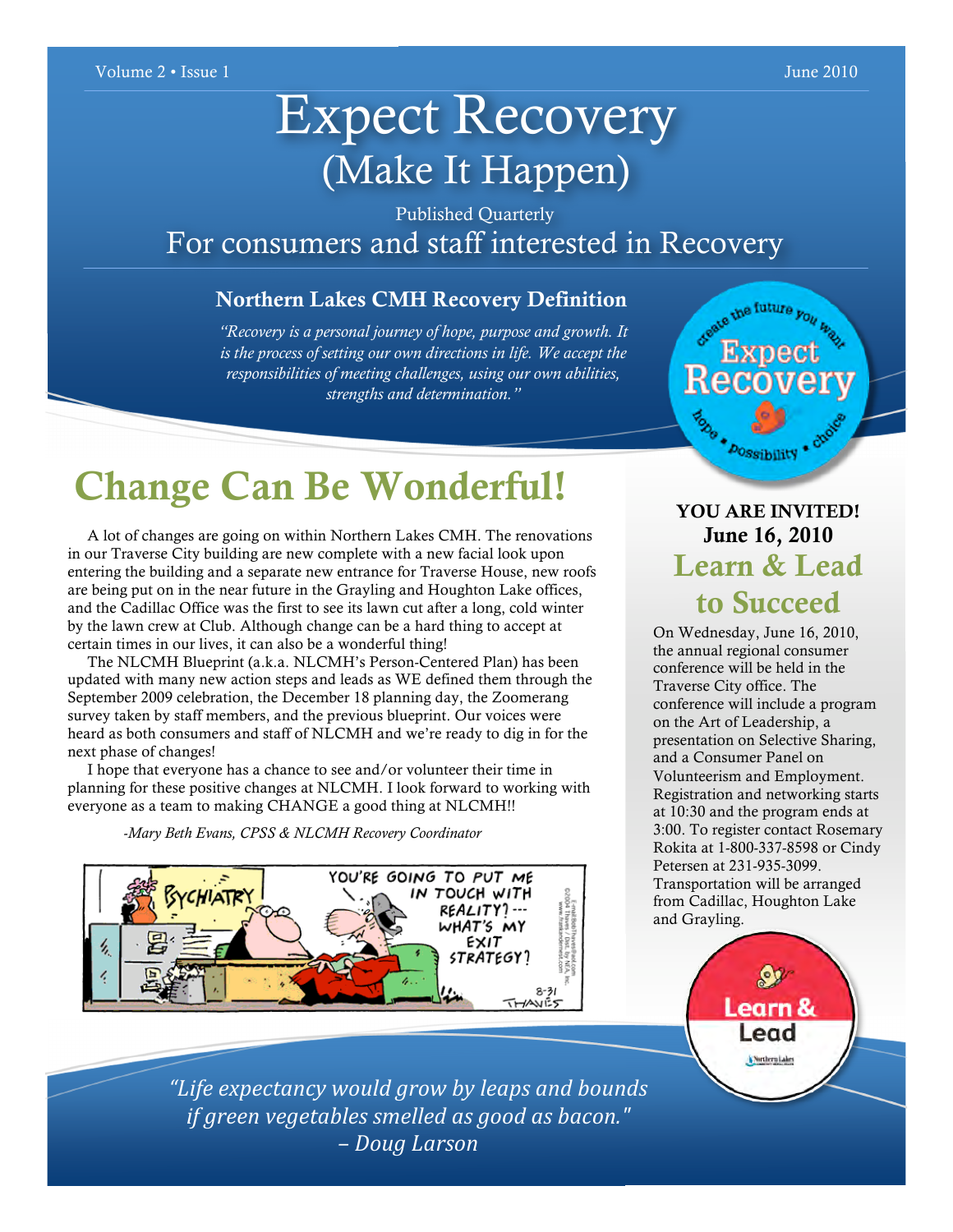# Expect Recovery

## (Make It Happen)

Published Quarterly

For consumers and staff interested in Recovery

### Northern Lakes CMH Recovery Definition

*"Recovery is a personal journey of hope, purpose and growth. It is the process of setting our own directions in life. We accept the responsibilities of meeting challenges, using our own abilities, strengths and determination."*

## Change Can Be Wonderful!

A lot of changes are going on within Northern Lakes CMH. The renovations in our Traverse City building are new complete with a new facial look upon entering the building and a separate new entrance for Traverse House, new roofs are being put on in the near future in the Grayling and Houghton Lake offices, and the Cadillac Office was the first to see its lawn cut after a long, cold winter by the lawn crew at Club. Although change can be a hard thing to accept at certain times in our lives, it can also be a wonderful thing!

The NLCMH Blueprint (a.k.a. NLCMH's Person-Centered Plan) has been updated with many new action steps and leads as WE defined them through the September 2009 celebration, the December 18 planning day, the Zoomerang survey taken by staff members, and the previous blueprint. Our voices were heard as both consumers and staff of NLCMH and we're ready to dig in for the next phase of changes!

I hope that everyone has a chance to see and/or volunteer their time in planning for these positive changes at NLCMH. I look forward to working with everyone as a team to making CHANGE a good thing at NLCMH!!

*-Mary Beth Evans, CPSS & NLCMH Recovery Coordinator*

**YOU ARE INVITED!**

**June 16, 2010**

## Learn & Lead to Succeed

On Wednesday, June 16, 2010, the annual regional consumer conference will be held in the Traverse City office. The conference will include a program on the Art of Leadership, a presentation on Selective Sharing, and a Consumer Panel on Volunteerism and Employment. Registration and networking starts at 10:30 and the program ends at 3:00. To register contact Rosemary Rokita at 1-800-337-8598 or Cindy Petersen at 231-935-3099. Transportation will be arranged from Cadillac, Houghton Lake and Grayling.

*"Life expectancy would grow by leaps and bounds if green vegetables smelled as good as bacon." – Doug Larson*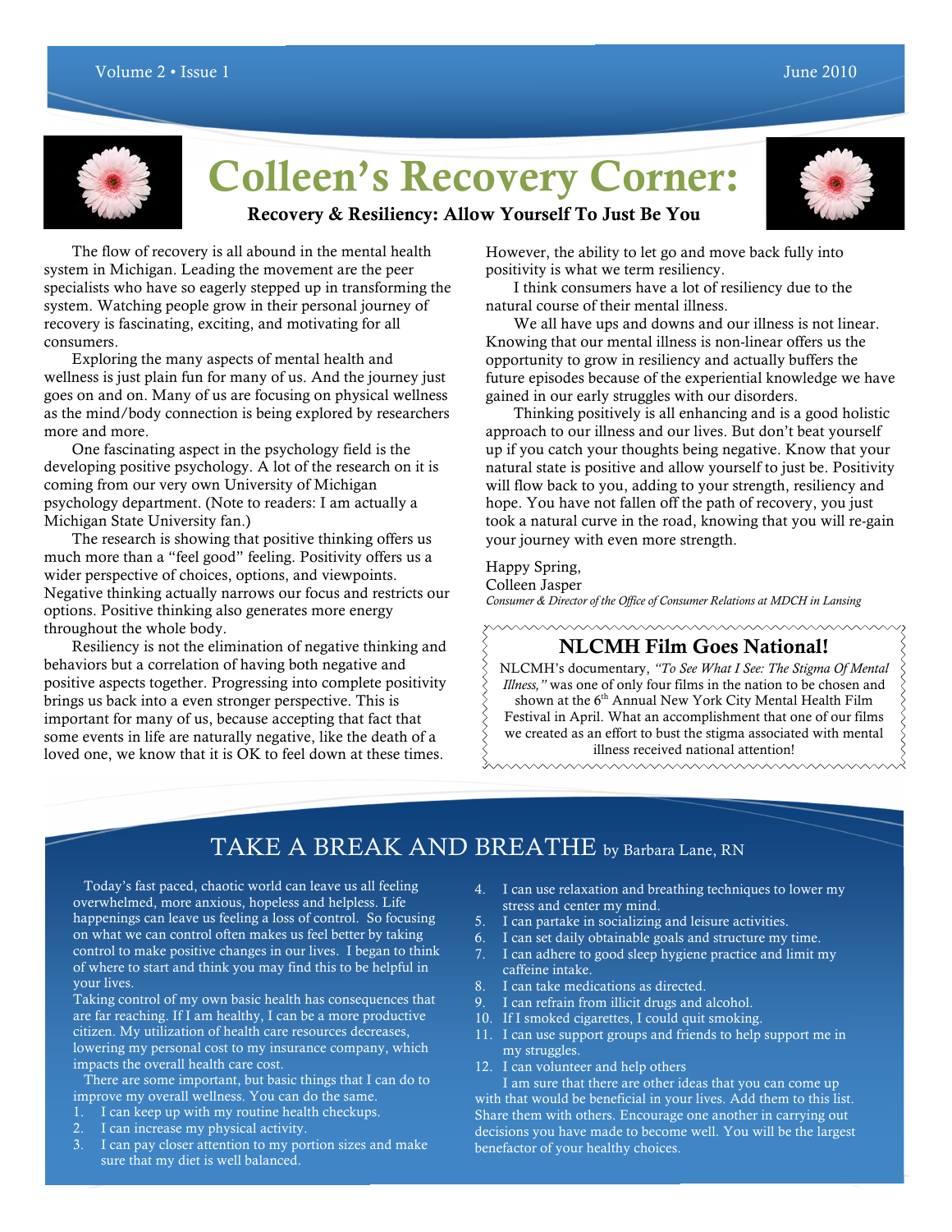# Colleen's Recovery Corner:

### Recovery & Resiliency: Allow Yourself To Just Be You

The flow of recovery is all abound in the mental health system in Michigan. Leading the movement are the peer specialists who have so eagerly stepped up in transforming the system. Watching people grow in their personal journey of recovery is fascinating, exciting, and motivating for all consumers.

Exploring the many aspects of mental health and wellness is just plain fun for many of us. And the journey just goes on and on. Many of us are focusing on physical wellness as the mind/body connection is being explored by researchers more and more.

One fascinating aspect in the psychology field is the developing positive psychology. A lot of the research on it is coming from our very own University of Michigan psychology department. (Note to readers: I am actually a Michigan State University fan.)

The research is showing that positive thinking offers us much more than a "feel good" feeling. Positivity offers us a wider perspective of choices, options, and viewpoints. Negative thinking actually narrows our focus and restricts our options. Positive thinking also generates more energy throughout the whole body.

Resiliency is not the elimination of negative thinking and behaviors but a correlation of having both negative and positive aspects together. Progressing into complete positivity brings us back into a even stronger perspective. This is important for many of us, because accepting that fact that some events in life are naturally negative, like the death of a loved one, we know that it is OK to feel down at these times. However, the ability to let go and move back fully into positivity is what we term resiliency.

I think consumers have a lot of resiliency due to the natural course of their mental illness.

We all have ups and downs and our illness is not linear. Knowing that our mental illness is non-linear offers us the opportunity to grow in resiliency and actually buffers the future episodes because of the experiential knowledge we have gained in our early struggles with our disorders.

Thinking positively is all enhancing and is a good holistic approach to our illness and our lives. But don't beat yourself up if you catch your thoughts being negative. Know that your natural state is positive and allow yourself to just be. Positivity will flow back to you, adding to your strength, resiliency and hope. You have not fallen off the path of recovery, you just took a natural curve in the road, knowing that you will re-gain your journey with even more strength.

Happy Spring,
Colleen Jasper
*Consumer & Director of the Office of Consumer Relations at MDCH in Lansing*

## NLCMH Film Goes National!

NLCMH's documentary, *"To See What I See: The Stigma Of Mental Illness,"* was one of only four films in the nation to be chosen and shown at the 6th Annual New York City Mental Health Film Festival in April. What an accomplishment that one of our films we created as an effort to bust the stigma associated with mental illness received national attention!

## TAKE A BREAK AND BREATHE by Barbara Lane, RN

Today's fast paced, chaotic world can leave us all feeling overwhelmed, more anxious, hopeless and helpless. Life happenings can leave us feeling a loss of control. So focusing on what we can control often makes us feel better by taking control to make positive changes in our lives. I began to think of where to start and think you may find this to be helpful in your lives.

Taking control of my own basic health has consequences that are far reaching. If I am healthy, I can be a more productive citizen. My utilization of health care resources decreases, lowering my personal cost to my insurance company, which impacts the overall health care cost.

There are some important, but basic things that I can do to improve my overall wellness. You can do the same.

1. I can keep up with my routine health checkups.
2. I can increase my physical activity.
3. I can pay closer attention to my portion sizes and make sure that my diet is well balanced.
4. I can use relaxation and breathing techniques to lower my stress and center my mind.
5. I can partake in socializing and leisure activities.
6. I can set daily obtainable goals and structure my time.
7. I can adhere to good sleep hygiene practice and limit my caffeine intake.
8. I can take medications as directed.
9. I can refrain from illicit drugs and alcohol.
10. If I smoked cigarettes, I could quit smoking.
11. I can use support groups and friends to help support me in my struggles.
12. I can volunteer and help others

I am sure that there are other ideas that you can come up with that would be beneficial in your lives. Add them to this list. Share them with others. Encourage one another in carrying out decisions you have made to become well. You will be the largest benefactor of your healthy choices.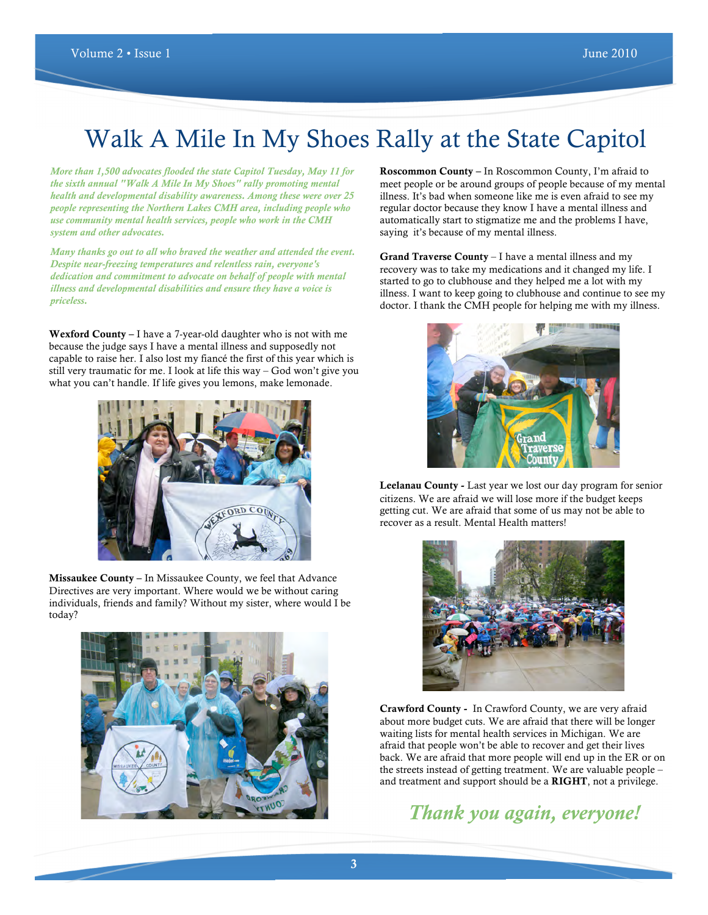# Walk A Mile In My Shoes Rally at the State Capitol

*More than 1,500 advocates flooded the state Capitol Tuesday, May 11 for the sixth annual "Walk A Mile In My Shoes" rally promoting mental health and developmental disability awareness. Among these were over 25 people representing the Northern Lakes CMH area, including people who use community mental health services, people who work in the CMH system and other advocates.*

*Many thanks go out to all who braved the weather and attended the event. Despite near-freezing temperatures and relentless rain, everyone's dedication and commitment to advocate on behalf of people with mental illness and developmental disabilities and ensure they have a voice is priceless.*

**Wexford County** – I have a 7-year-old daughter who is not with me because the judge says I have a mental illness and supposedly not capable to raise her. I also lost my fiancé the first of this year which is still very traumatic for me. I look at life this way – God won't give you what you can't handle. If life gives you lemons, make lemonade.

**Missaukee County** – In Missaukee County, we feel that Advance Directives are very important. Where would we be without caring individuals, friends and family? Without my sister, where would I be today?

**Roscommon County** – In Roscommon County, I'm afraid to meet people or be around groups of people because of my mental illness. It's bad when someone like me is even afraid to see my regular doctor because they know I have a mental illness and automatically start to stigmatize me and the problems I have, saying it's because of my mental illness.

**Grand Traverse County** – I have a mental illness and my recovery was to take my medications and it changed my life. I started to go to clubhouse and they helped me a lot with my illness. I want to keep going to clubhouse and continue to see my doctor. I thank the CMH people for helping me with my illness.

**Leelanau County -** Last year we lost our day program for senior citizens. We are afraid we will lose more if the budget keeps getting cut. We are afraid that some of us may not be able to recover as a result. Mental Health matters!

**Crawford County -** In Crawford County, we are very afraid about more budget cuts. We are afraid that there will be longer waiting lists for mental health services in Michigan. We are afraid that people won't be able to recover and get their lives back. We are afraid that more people will end up in the ER or on the streets instead of getting treatment. We are valuable people – and treatment and support should be a **RIGHT**, not a privilege.

*Thank you again, everyone!*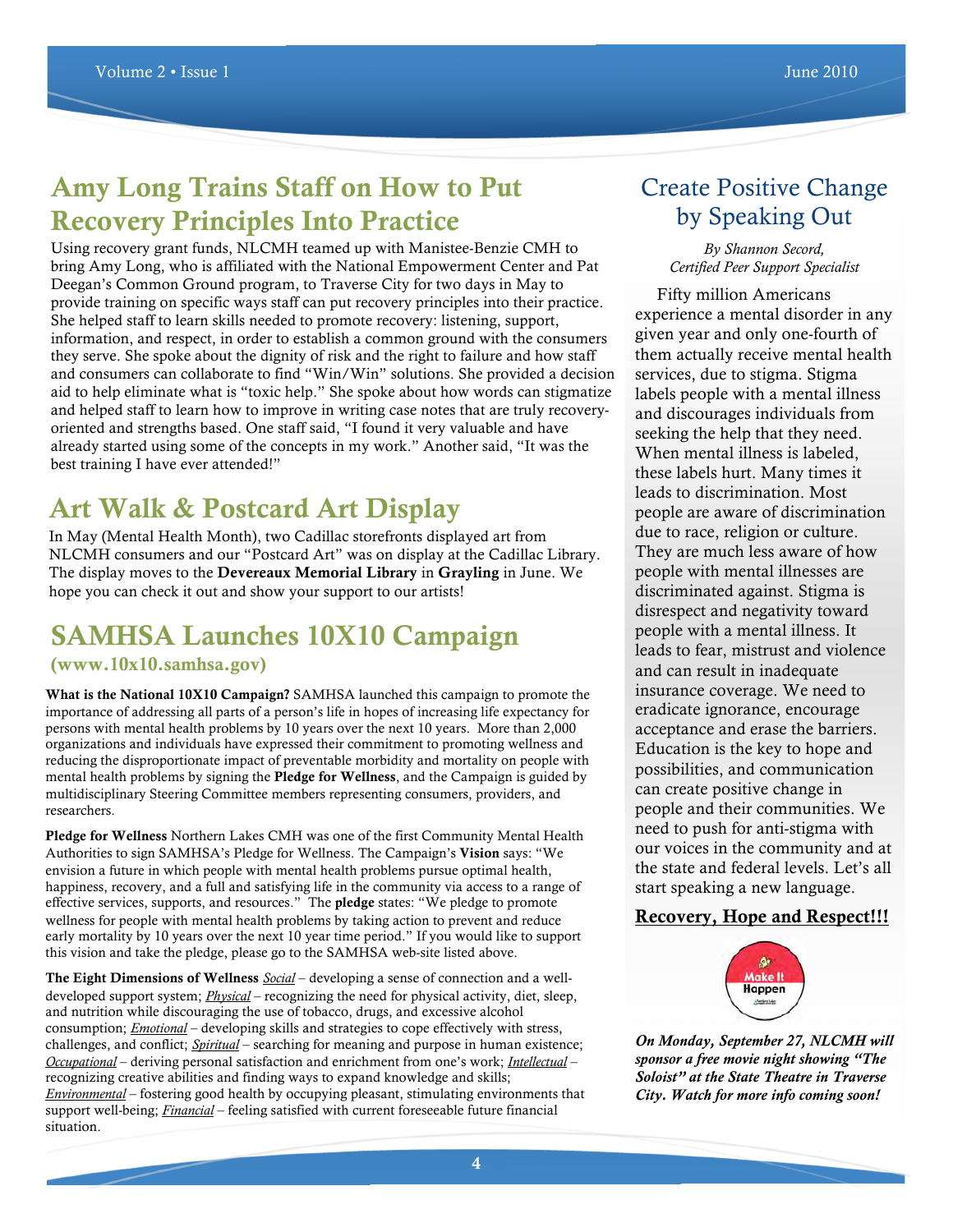## Amy Long Trains Staff on How to Put Recovery Principles Into Practice

Using recovery grant funds, NLCMH teamed up with Manistee-Benzie CMH to bring Amy Long, who is affiliated with the National Empowerment Center and Pat Deegan's Common Ground program, to Traverse City for two days in May to provide training on specific ways staff can put recovery principles into their practice. She helped staff to learn skills needed to promote recovery: listening, support, information, and respect, in order to establish a common ground with the consumers they serve. She spoke about the dignity of risk and the right to failure and how staff and consumers can collaborate to find "Win/Win" solutions. She provided a decision aid to help eliminate what is "toxic help." She spoke about how words can stigmatize and helped staff to learn how to improve in writing case notes that are truly recovery-oriented and strengths based. One staff said, "I found it very valuable and have already started using some of the concepts in my work." Another said, "It was the best training I have ever attended!"

## Art Walk & Postcard Art Display

In May (Mental Health Month), two Cadillac storefronts displayed art from NLCMH consumers and our "Postcard Art" was on display at the Cadillac Library. The display moves to the **Devereaux Memorial Library** in **Grayling** in June. We hope you can check it out and show your support to our artists!

## SAMHSA Launches 10X10 Campaign

### (www.10x10.samhsa.gov)

**What is the National 10X10 Campaign?** SAMHSA launched this campaign to promote the importance of addressing all parts of a person's life in hopes of increasing life expectancy for persons with mental health problems by 10 years over the next 10 years. More than 2,000 organizations and individuals have expressed their commitment to promoting wellness and reducing the disproportionate impact of preventable morbidity and mortality on people with mental health problems by signing the **Pledge for Wellness**, and the Campaign is guided by multidisciplinary Steering Committee members representing consumers, providers, and researchers.

**Pledge for Wellness** Northern Lakes CMH was one of the first Community Mental Health Authorities to sign SAMHSA's Pledge for Wellness. The Campaign's **Vision** says: "We envision a future in which people with mental health problems pursue optimal health, happiness, recovery, and a full and satisfying life in the community via access to a range of effective services, supports, and resources." The **pledge** states: "We pledge to promote wellness for people with mental health problems by taking action to prevent and reduce early mortality by 10 years over the next 10 year time period." If you would like to support this vision and take the pledge, please go to the SAMHSA web-site listed above.

**The Eight Dimensions of Wellness** *Social* – developing a sense of connection and a well-developed support system; *Physical* – recognizing the need for physical activity, diet, sleep, and nutrition while discouraging the use of tobacco, drugs, and excessive alcohol consumption; *Emotional* – developing skills and strategies to cope effectively with stress, challenges, and conflict; *Spiritual* – searching for meaning and purpose in human existence; *Occupational* – deriving personal satisfaction and enrichment from one's work; *Intellectual* – recognizing creative abilities and finding ways to expand knowledge and skills; *Environmental* – fostering good health by occupying pleasant, stimulating environments that support well-being; *Financial* – feeling satisfied with current foreseeable future financial situation.

## Create Positive Change by Speaking Out

*By Shannon Secord, Certified Peer Support Specialist*

Fifty million Americans experience a mental disorder in any given year and only one-fourth of them actually receive mental health services, due to stigma. Stigma labels people with a mental illness and discourages individuals from seeking the help that they need. When mental illness is labeled, these labels hurt. Many times it leads to discrimination. Most people are aware of discrimination due to race, religion or culture. They are much less aware of how people with mental illnesses are discriminated against. Stigma is disrespect and negativity toward people with a mental illness. It leads to fear, mistrust and violence and can result in inadequate insurance coverage. We need to eradicate ignorance, encourage acceptance and erase the barriers. Education is the key to hope and possibilities, and communication can create positive change in people and their communities. We need to push for anti-stigma with our voices in the community and at the state and federal levels. Let's all start speaking a new language.

**Recovery, Hope and Respect!!!**

Make It Happen

***On Monday, September 27, NLCMH will sponsor a free movie night showing "The Soloist" at the State Theatre in Traverse City. Watch for more info coming soon!***